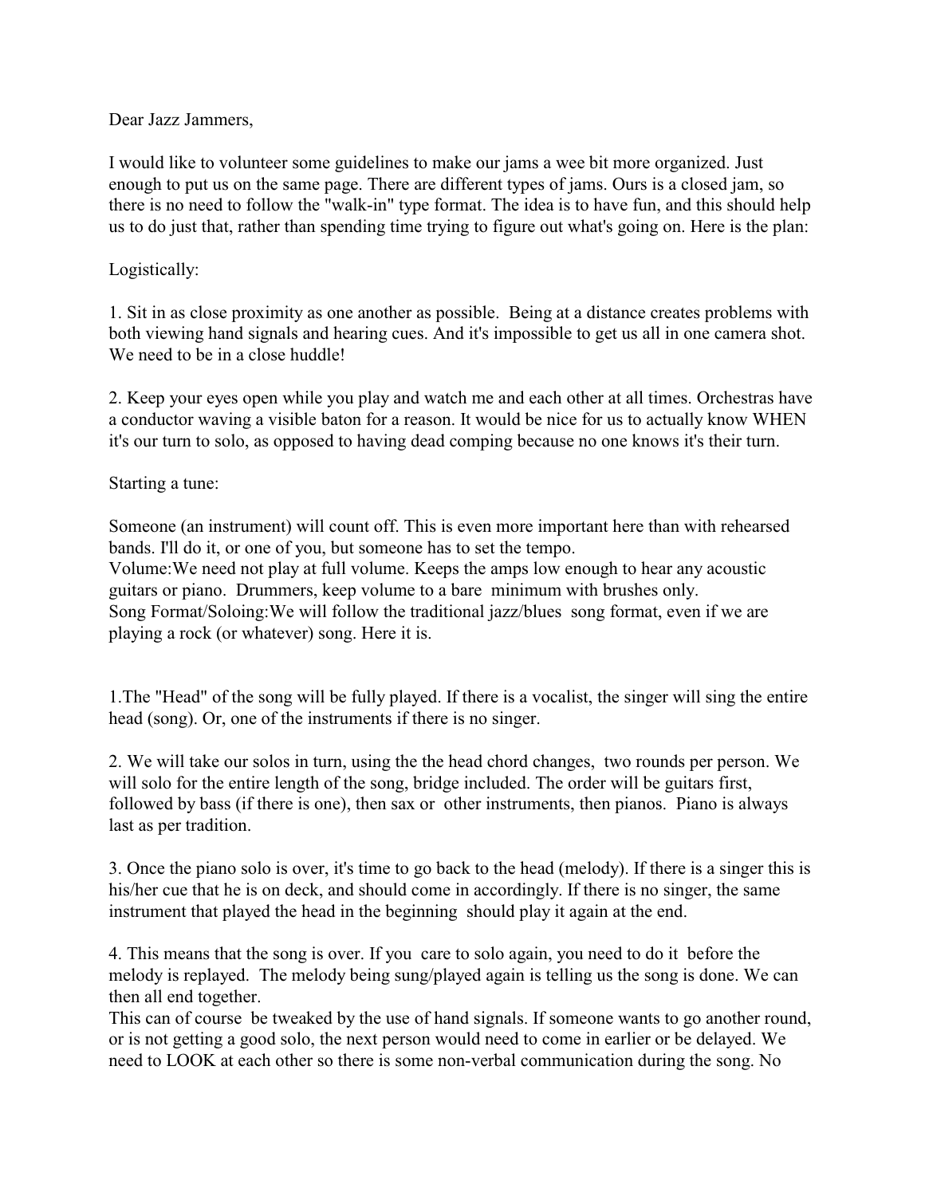Dear Jazz Jammers,

I would like to volunteer some guidelines to make our jams a wee bit more organized. Just enough to put us on the same page. There are different types of jams. Ours is a closed jam, so there is no need to follow the "walk-in" type format. The idea is to have fun, and this should help us to do just that, rather than spending time trying to figure out what's going on. Here is the plan:

Logistically:

1. Sit in as close proximity as one another as possible. Being at a distance creates problems with both viewing hand signals and hearing cues. And it's impossible to get us all in one camera shot. We need to be in a close huddle!

2. Keep your eyes open while you play and watch me and each other at all times. Orchestras have a conductor waving a visible baton for a reason. It would be nice for us to actually know WHEN it's our turn to solo, as opposed to having dead comping because no one knows it's their turn.

Starting a tune:

Someone (an instrument) will count off. This is even more important here than with rehearsed bands. I'll do it, or one of you, but someone has to set the tempo.
Volume:We need not play at full volume. Keeps the amps low enough to hear any acoustic guitars or piano. Drummers, keep volume to a bare minimum with brushes only.
Song Format/Soloing:We will follow the traditional jazz/blues song format, even if we are playing a rock (or whatever) song. Here it is.

1.The "Head" of the song will be fully played. If there is a vocalist, the singer will sing the entire head (song). Or, one of the instruments if there is no singer.

2. We will take our solos in turn, using the the head chord changes, two rounds per person. We will solo for the entire length of the song, bridge included. The order will be guitars first, followed by bass (if there is one), then sax or other instruments, then pianos. Piano is always last as per tradition.

3. Once the piano solo is over, it's time to go back to the head (melody). If there is a singer this is his/her cue that he is on deck, and should come in accordingly. If there is no singer, the same instrument that played the head in the beginning should play it again at the end.

4. This means that the song is over. If you care to solo again, you need to do it before the melody is replayed. The melody being sung/played again is telling us the song is done. We can then all end together.
This can of course be tweaked by the use of hand signals. If someone wants to go another round, or is not getting a good solo, the next person would need to come in earlier or be delayed. We need to LOOK at each other so there is some non-verbal communication during the song. No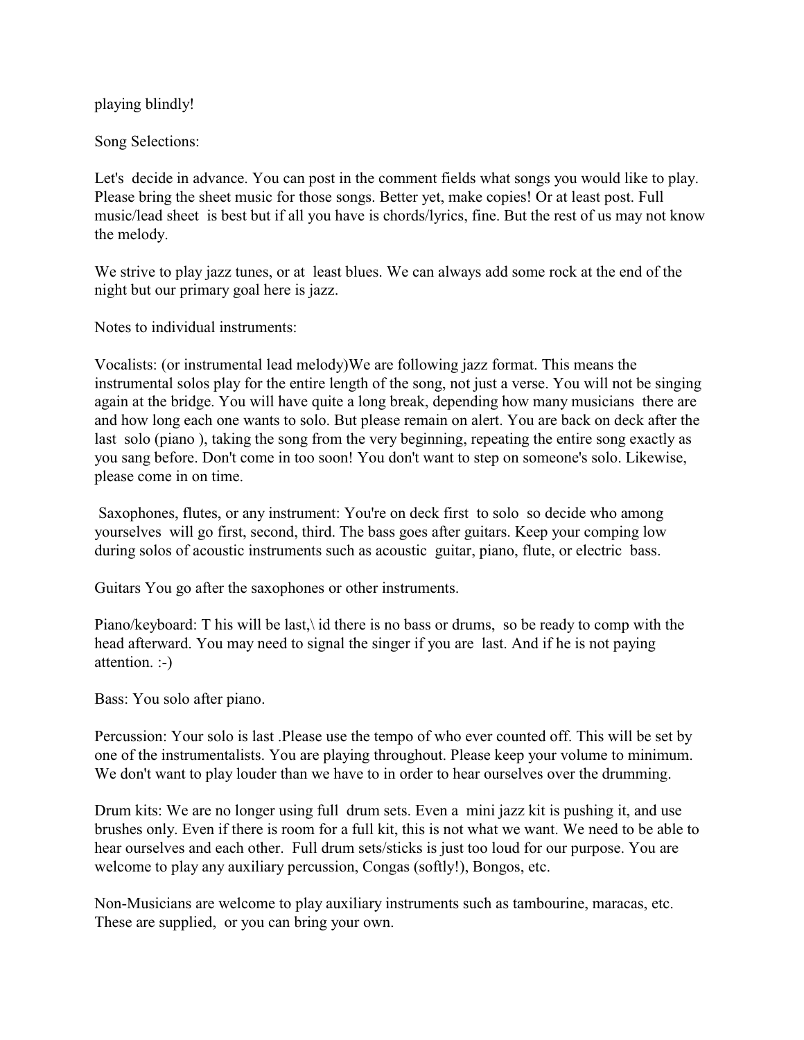playing blindly!

Song Selections:

Let's decide in advance. You can post in the comment fields what songs you would like to play. Please bring the sheet music for those songs. Better yet, make copies! Or at least post. Full music/lead sheet is best but if all you have is chords/lyrics, fine. But the rest of us may not know the melody.

We strive to play jazz tunes, or at least blues. We can always add some rock at the end of the night but our primary goal here is jazz.

Notes to individual instruments:

Vocalists: (or instrumental lead melody)We are following jazz format. This means the instrumental solos play for the entire length of the song, not just a verse. You will not be singing again at the bridge. You will have quite a long break, depending how many musicians there are and how long each one wants to solo. But please remain on alert. You are back on deck after the last solo (piano ), taking the song from the very beginning, repeating the entire song exactly as you sang before. Don't come in too soon! You don't want to step on someone's solo. Likewise, please come in on time.

Saxophones, flutes, or any instrument: You're on deck first to solo so decide who among yourselves will go first, second, third. The bass goes after guitars. Keep your comping low during solos of acoustic instruments such as acoustic guitar, piano, flute, or electric bass.

Guitars You go after the saxophones or other instruments.

Piano/keyboard: T his will be last,\ id there is no bass or drums, so be ready to comp with the head afterward. You may need to signal the singer if you are last. And if he is not paying attention. :-)

Bass: You solo after piano.

Percussion: Your solo is last .Please use the tempo of who ever counted off. This will be set by one of the instrumentalists. You are playing throughout. Please keep your volume to minimum. We don't want to play louder than we have to in order to hear ourselves over the drumming.

Drum kits: We are no longer using full drum sets. Even a mini jazz kit is pushing it, and use brushes only. Even if there is room for a full kit, this is not what we want. We need to be able to hear ourselves and each other. Full drum sets/sticks is just too loud for our purpose. You are welcome to play any auxiliary percussion, Congas (softly!), Bongos, etc.

Non-Musicians are welcome to play auxiliary instruments such as tambourine, maracas, etc. These are supplied, or you can bring your own.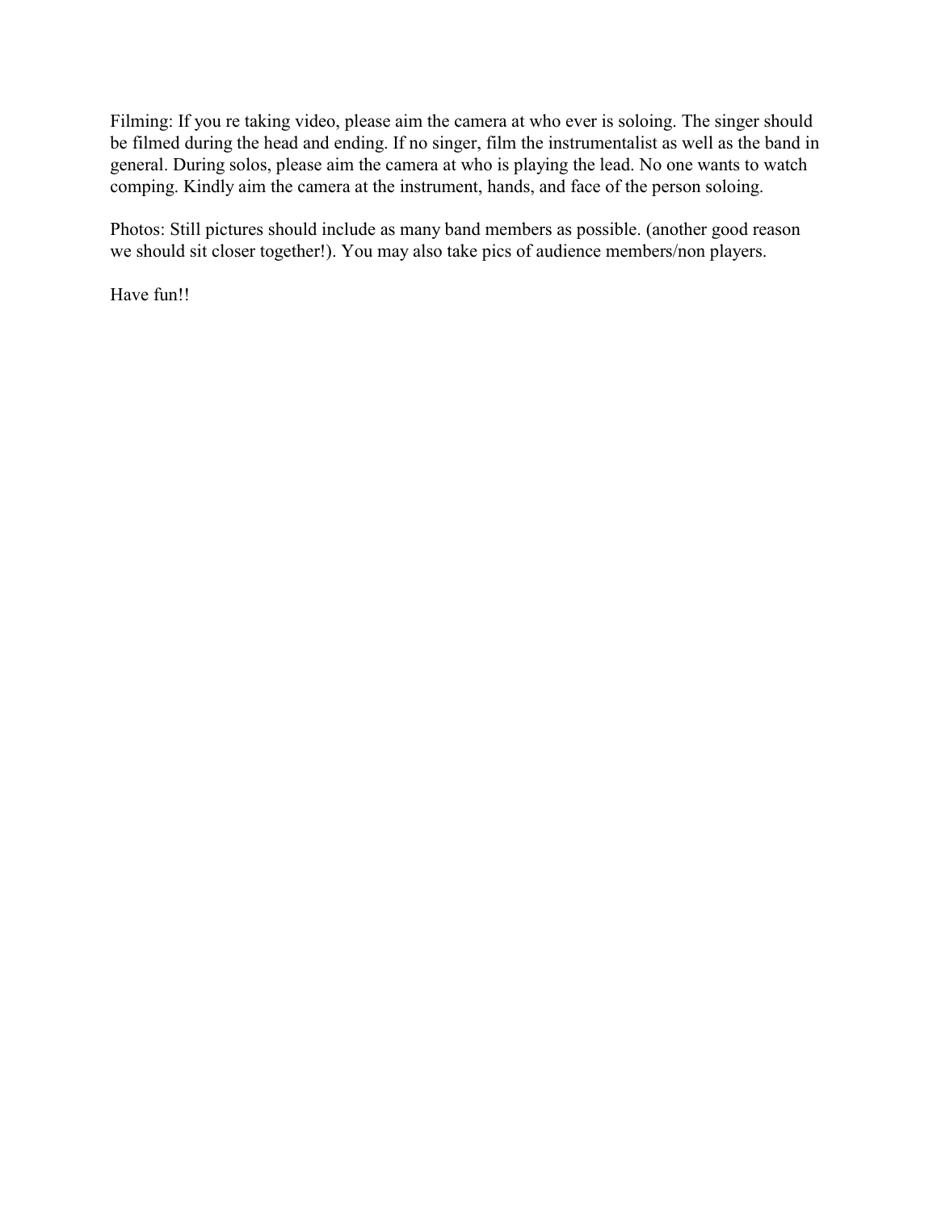Filming: If you re taking video, please aim the camera at who ever is soloing. The singer should be filmed during the head and ending. If no singer, film the instrumentalist as well as the band in general. During solos, please aim the camera at who is playing the lead. No one wants to watch comping. Kindly aim the camera at the instrument, hands, and face of the person soloing.

Photos: Still pictures should include as many band members as possible. (another good reason we should sit closer together!). You may also take pics of audience members/non players.

Have fun!!